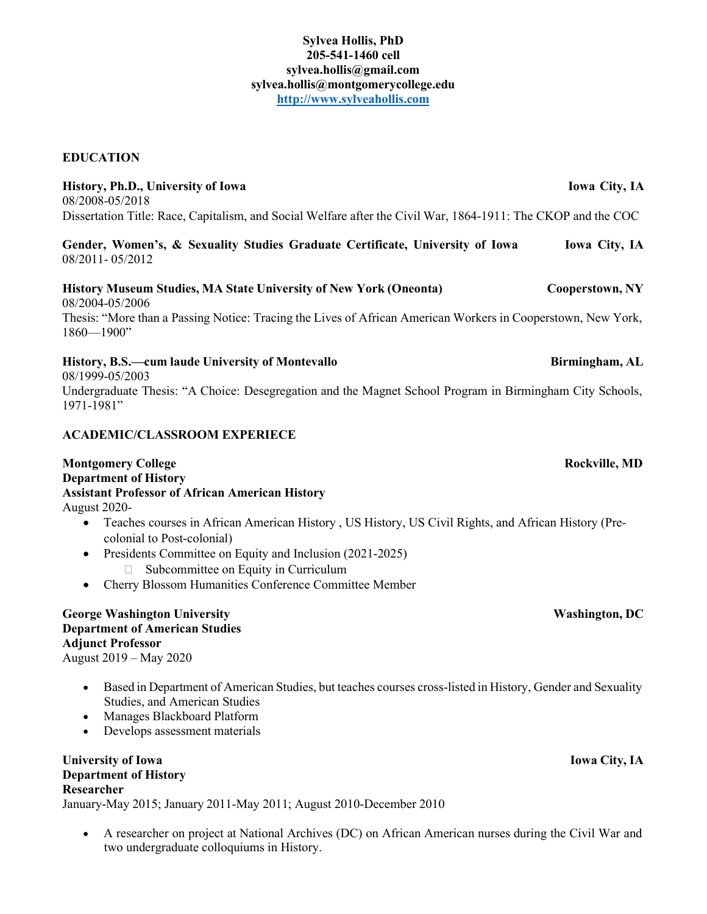**Sylvea Hollis, PhD**
**205-541-1460 cell**
**sylvea.hollis@gmail.com**
**sylvea.hollis@montgomerycollege.edu**
**[http://www.sylveahollis.com](http://www.sylveahollis.com)**

## EDUCATION

**History, Ph.D., University of Iowa** — **Iowa City, IA**
08/2008-05/2018
Dissertation Title: Race, Capitalism, and Social Welfare after the Civil War, 1864-1911: The CKOP and the COC

**Gender, Women's, & Sexuality Studies Graduate Certificate, University of Iowa** — **Iowa City, IA**
08/2011- 05/2012

**History Museum Studies, MA State University of New York (Oneonta)** — **Cooperstown, NY**
08/2004-05/2006
Thesis: "More than a Passing Notice: Tracing the Lives of African American Workers in Cooperstown, New York, 1860—1900"

**History, B.S.—cum laude University of Montevallo** — **Birmingham, AL**
08/1999-05/2003
Undergraduate Thesis: "A Choice: Desegregation and the Magnet School Program in Birmingham City Schools, 1971-1981"

## ACADEMIC/CLASSROOM EXPERIECE

**Montgomery College** — **Rockville, MD**
**Department of History**
**Assistant Professor of African American History**
August 2020-

- Teaches courses in African American History , US History, US Civil Rights, and African History (Pre-colonial to Post-colonial)
- Presidents Committee on Equity and Inclusion (2021-2025)
  - Subcommittee on Equity in Curriculum
- Cherry Blossom Humanities Conference Committee Member

**George Washington University** — **Washington, DC**
**Department of American Studies**
**Adjunct Professor**
August 2019 – May 2020

- Based in Department of American Studies, but teaches courses cross-listed in History, Gender and Sexuality Studies, and American Studies
- Manages Blackboard Platform
- Develops assessment materials

**University of Iowa** — **Iowa City, IA**
**Department of History**
**Researcher**
January-May 2015; January 2011-May 2011; August 2010-December 2010

- A researcher on project at National Archives (DC) on African American nurses during the Civil War and two undergraduate colloquiums in History.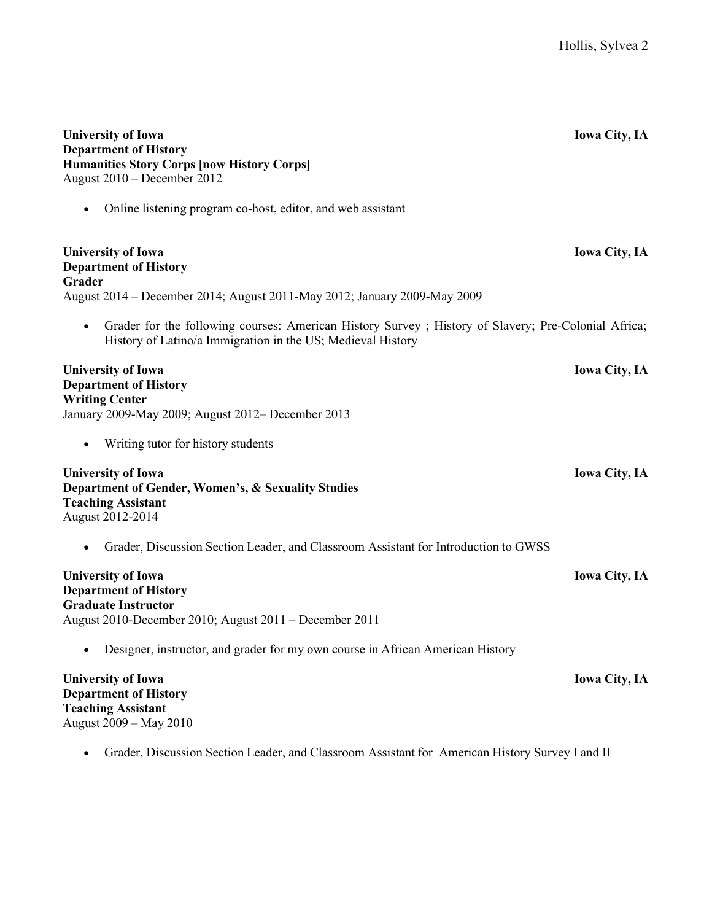**University of Iowa** **Iowa City, IA**
**Department of History**
**Humanities Story Corps [now History Corps]**
August 2010 – December 2012

- Online listening program co-host, editor, and web assistant

**University of Iowa** **Iowa City, IA**
**Department of History**
**Grader**
August 2014 – December 2014; August 2011-May 2012; January 2009-May 2009

- Grader for the following courses: American History Survey ; History of Slavery; Pre-Colonial Africa; History of Latino/a Immigration in the US; Medieval History

**University of Iowa** **Iowa City, IA**
**Department of History**
**Writing Center**
January 2009-May 2009; August 2012– December 2013

- Writing tutor for history students

**University of Iowa** **Iowa City, IA**
**Department of Gender, Women's, & Sexuality Studies**
**Teaching Assistant**
August 2012-2014

- Grader, Discussion Section Leader, and Classroom Assistant for Introduction to GWSS

**University of Iowa** **Iowa City, IA**
**Department of History**
**Graduate Instructor**
August 2010-December 2010; August 2011 – December 2011

- Designer, instructor, and grader for my own course in African American History

**University of Iowa** **Iowa City, IA**
**Department of History**
**Teaching Assistant**
August 2009 – May 2010

- Grader, Discussion Section Leader, and Classroom Assistant for American History Survey I and II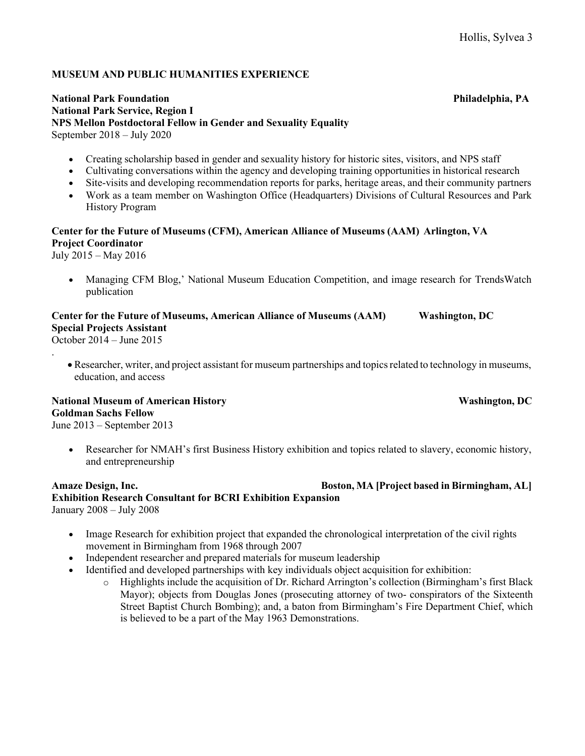## MUSEUM AND PUBLIC HUMANITIES EXPERIENCE

**National Park Foundation** **Philadelphia, PA**
**National Park Service, Region I**
**NPS Mellon Postdoctoral Fellow in Gender and Sexuality Equality**
September 2018 – July 2020

- Creating scholarship based in gender and sexuality history for historic sites, visitors, and NPS staff
- Cultivating conversations within the agency and developing training opportunities in historical research
- Site-visits and developing recommendation reports for parks, heritage areas, and their community partners
- Work as a team member on Washington Office (Headquarters) Divisions of Cultural Resources and Park History Program

**Center for the Future of Museums (CFM), American Alliance of Museums (AAM) Arlington, VA**
**Project Coordinator**
July 2015 – May 2016

- Managing CFM Blog,' National Museum Education Competition, and image research for TrendsWatch publication

**Center for the Future of Museums, American Alliance of Museums (AAM)** **Washington, DC**
**Special Projects Assistant**
October 2014 – June 2015

.

- Researcher, writer, and project assistant for museum partnerships and topics related to technology in museums, education, and access

**National Museum of American History** **Washington, DC**
**Goldman Sachs Fellow**
June 2013 – September 2013

- Researcher for NMAH's first Business History exhibition and topics related to slavery, economic history, and entrepreneurship

**Amaze Design, Inc.** **Boston, MA [Project based in Birmingham, AL]**
**Exhibition Research Consultant for BCRI Exhibition Expansion**
January 2008 – July 2008

- Image Research for exhibition project that expanded the chronological interpretation of the civil rights movement in Birmingham from 1968 through 2007
- Independent researcher and prepared materials for museum leadership
- Identified and developed partnerships with key individuals object acquisition for exhibition:
    - Highlights include the acquisition of Dr. Richard Arrington's collection (Birmingham's first Black Mayor); objects from Douglas Jones (prosecuting attorney of two- conspirators of the Sixteenth Street Baptist Church Bombing); and, a baton from Birmingham's Fire Department Chief, which is believed to be a part of the May 1963 Demonstrations.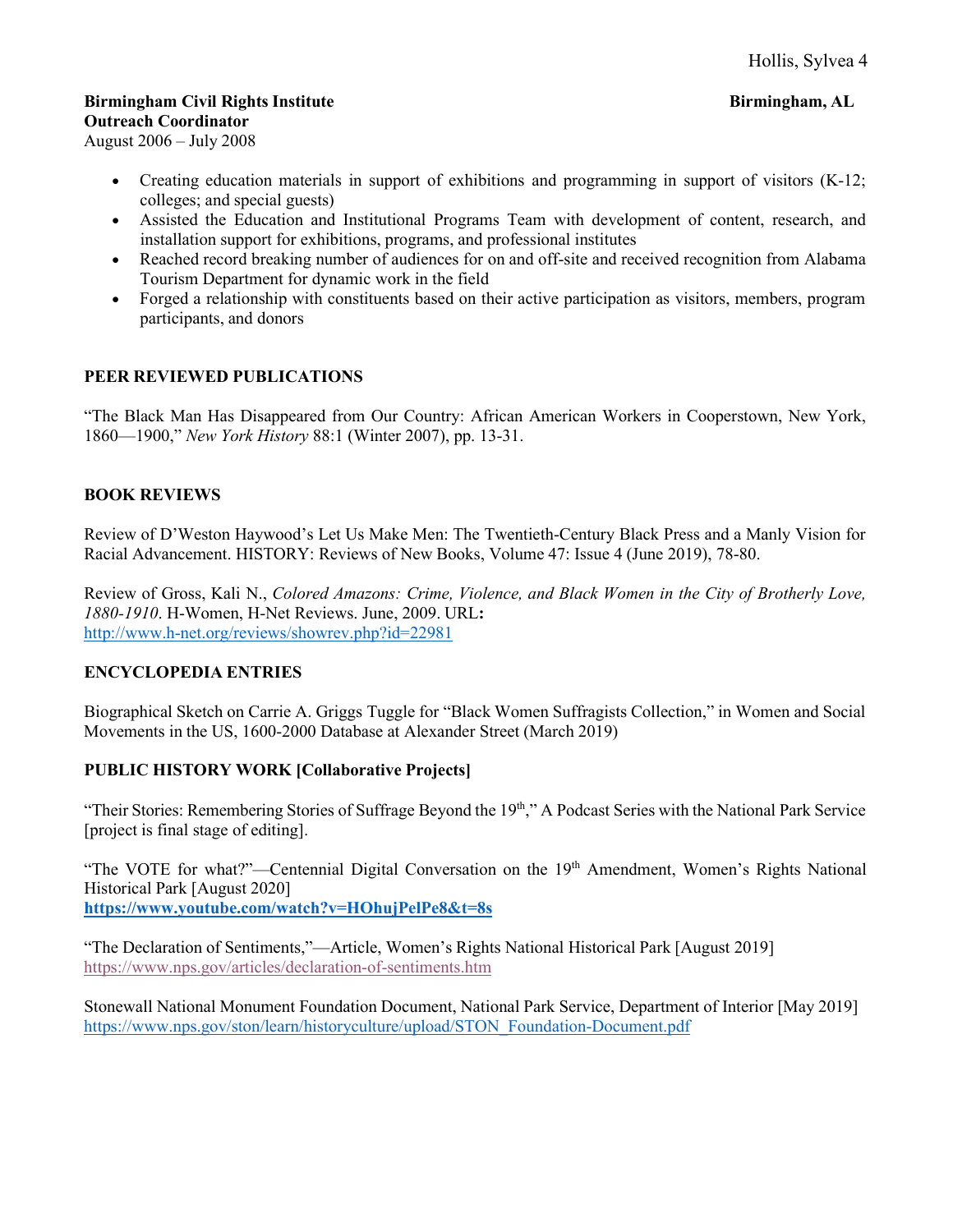**Birmingham Civil Rights Institute** **Birmingham, AL**
**Outreach Coordinator**
August 2006 – July 2008

- Creating education materials in support of exhibitions and programming in support of visitors (K-12; colleges; and special guests)
- Assisted the Education and Institutional Programs Team with development of content, research, and installation support for exhibitions, programs, and professional institutes
- Reached record breaking number of audiences for on and off-site and received recognition from Alabama Tourism Department for dynamic work in the field
- Forged a relationship with constituents based on their active participation as visitors, members, program participants, and donors

**PEER REVIEWED PUBLICATIONS**

"The Black Man Has Disappeared from Our Country: African American Workers in Cooperstown, New York, 1860—1900," *New York History* 88:1 (Winter 2007), pp. 13-31.

**BOOK REVIEWS**

Review of D'Weston Haywood's Let Us Make Men: The Twentieth-Century Black Press and a Manly Vision for Racial Advancement. HISTORY: Reviews of New Books, Volume 47: Issue 4 (June 2019), 78-80.

Review of Gross, Kali N., *Colored Amazons: Crime, Violence, and Black Women in the City of Brotherly Love, 1880-1910*. H-Women, H-Net Reviews. June, 2009. URL**:**
http://www.h-net.org/reviews/showrev.php?id=22981

**ENCYCLOPEDIA ENTRIES**

Biographical Sketch on Carrie A. Griggs Tuggle for "Black Women Suffragists Collection," in Women and Social Movements in the US, 1600-2000 Database at Alexander Street (March 2019)

**PUBLIC HISTORY WORK [Collaborative Projects]**

"Their Stories: Remembering Stories of Suffrage Beyond the 19th," A Podcast Series with the National Park Service [project is final stage of editing].

"The VOTE for what?"—Centennial Digital Conversation on the 19th Amendment, Women's Rights National Historical Park [August 2020]
**https://www.youtube.com/watch?v=HOhujPelPe8&t=8s**

"The Declaration of Sentiments,"—Article, Women's Rights National Historical Park [August 2019]
https://www.nps.gov/articles/declaration-of-sentiments.htm

Stonewall National Monument Foundation Document, National Park Service, Department of Interior [May 2019]
https://www.nps.gov/ston/learn/historyculture/upload/STON_Foundation-Document.pdf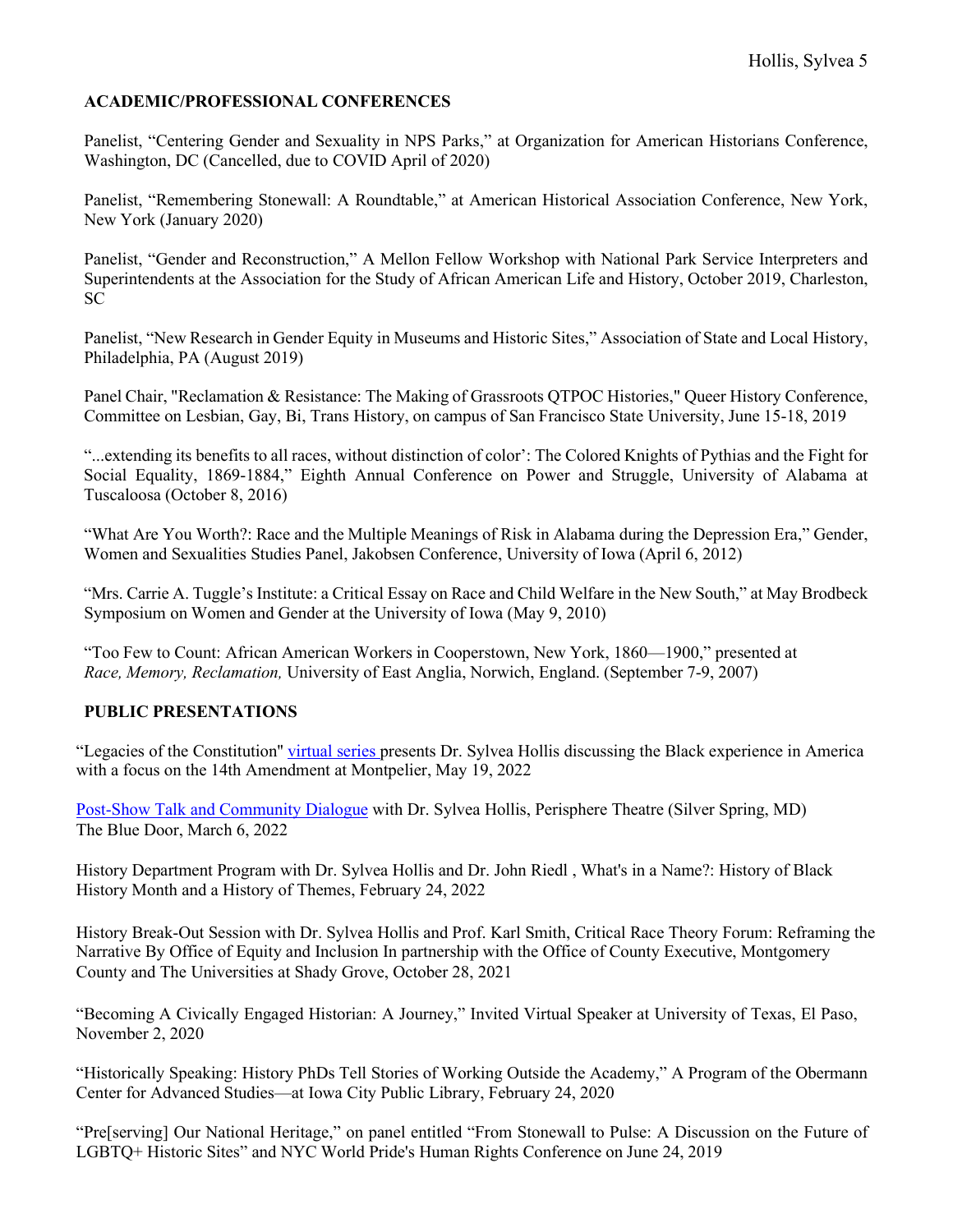## ACADEMIC/PROFESSIONAL CONFERENCES

Panelist, "Centering Gender and Sexuality in NPS Parks," at Organization for American Historians Conference, Washington, DC (Cancelled, due to COVID April of 2020)

Panelist, "Remembering Stonewall: A Roundtable," at American Historical Association Conference, New York, New York (January 2020)

Panelist, "Gender and Reconstruction," A Mellon Fellow Workshop with National Park Service Interpreters and Superintendents at the Association for the Study of African American Life and History, October 2019, Charleston, SC

Panelist, "New Research in Gender Equity in Museums and Historic Sites," Association of State and Local History, Philadelphia, PA (August 2019)

Panel Chair, "Reclamation & Resistance: The Making of Grassroots QTPOC Histories," Queer History Conference, Committee on Lesbian, Gay, Bi, Trans History, on campus of San Francisco State University, June 15-18, 2019

"...extending its benefits to all races, without distinction of color': The Colored Knights of Pythias and the Fight for Social Equality, 1869-1884," Eighth Annual Conference on Power and Struggle, University of Alabama at Tuscaloosa (October 8, 2016)

"What Are You Worth?: Race and the Multiple Meanings of Risk in Alabama during the Depression Era," Gender, Women and Sexualities Studies Panel, Jakobsen Conference, University of Iowa (April 6, 2012)

"Mrs. Carrie A. Tuggle's Institute: a Critical Essay on Race and Child Welfare in the New South," at May Brodbeck Symposium on Women and Gender at the University of Iowa (May 9, 2010)

"Too Few to Count: African American Workers in Cooperstown, New York, 1860—1900," presented at *Race, Memory, Reclamation,* University of East Anglia, Norwich, England. (September 7-9, 2007)

## PUBLIC PRESENTATIONS

"Legacies of the Constitution" virtual series presents Dr. Sylvea Hollis discussing the Black experience in America with a focus on the 14th Amendment at Montpelier, May 19, 2022

Post-Show Talk and Community Dialogue with Dr. Sylvea Hollis, Perisphere Theatre (Silver Spring, MD) The Blue Door, March 6, 2022

History Department Program with Dr. Sylvea Hollis and Dr. John Riedl , What's in a Name?: History of Black History Month and a History of Themes, February 24, 2022

History Break-Out Session with Dr. Sylvea Hollis and Prof. Karl Smith, Critical Race Theory Forum: Reframing the Narrative By Office of Equity and Inclusion In partnership with the Office of County Executive, Montgomery County and The Universities at Shady Grove, October 28, 2021

"Becoming A Civically Engaged Historian: A Journey," Invited Virtual Speaker at University of Texas, El Paso, November 2, 2020

"Historically Speaking: History PhDs Tell Stories of Working Outside the Academy," A Program of the Obermann Center for Advanced Studies—at Iowa City Public Library, February 24, 2020

"Pre[serving] Our National Heritage," on panel entitled "From Stonewall to Pulse: A Discussion on the Future of LGBTQ+ Historic Sites" and NYC World Pride's Human Rights Conference on June 24, 2019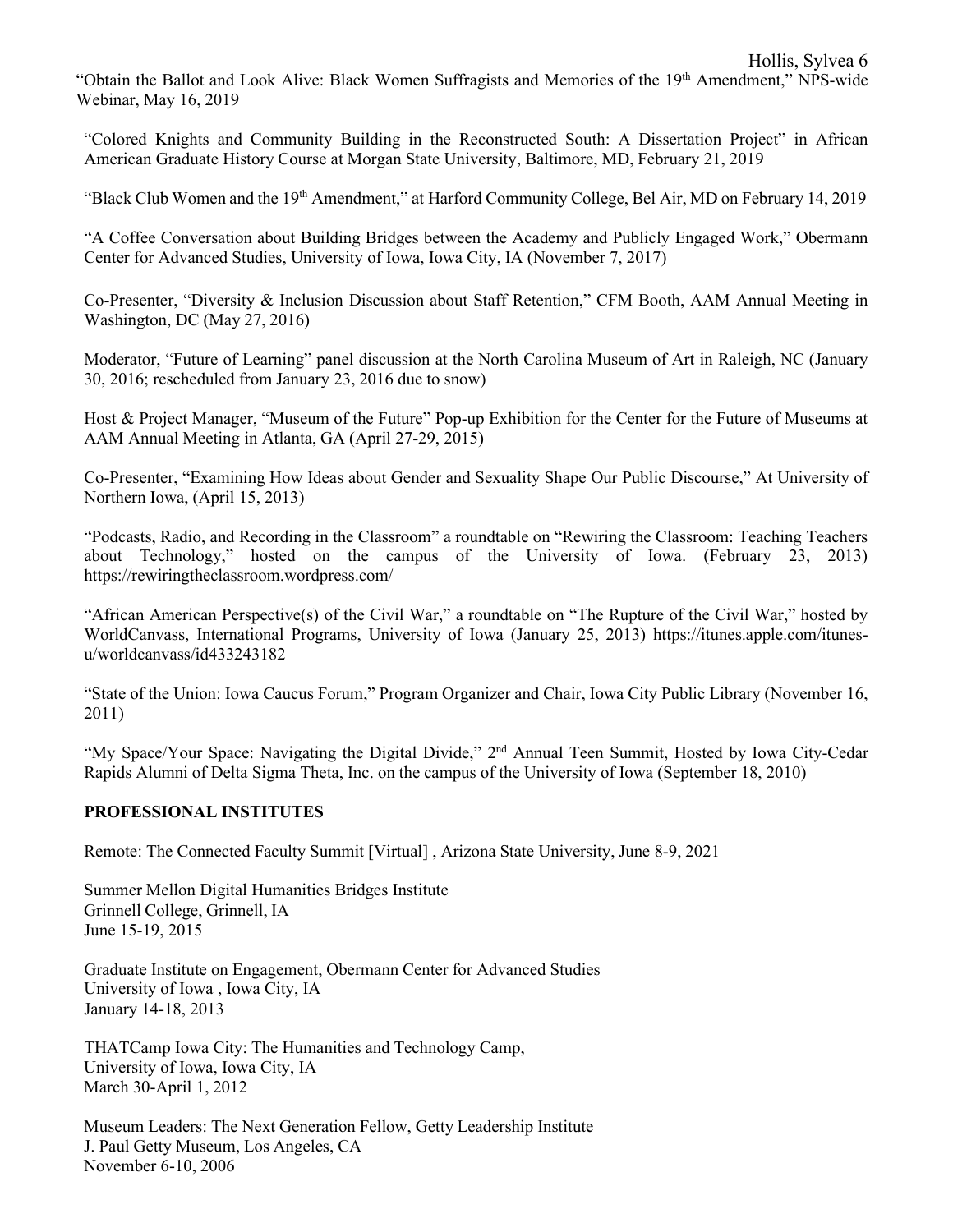"Obtain the Ballot and Look Alive: Black Women Suffragists and Memories of the 19th Amendment," NPS-wide Webinar, May 16, 2019

"Colored Knights and Community Building in the Reconstructed South: A Dissertation Project" in African American Graduate History Course at Morgan State University, Baltimore, MD, February 21, 2019

"Black Club Women and the 19th Amendment," at Harford Community College, Bel Air, MD on February 14, 2019

"A Coffee Conversation about Building Bridges between the Academy and Publicly Engaged Work," Obermann Center for Advanced Studies, University of Iowa, Iowa City, IA (November 7, 2017)

Co-Presenter, "Diversity & Inclusion Discussion about Staff Retention," CFM Booth, AAM Annual Meeting in Washington, DC (May 27, 2016)

Moderator, "Future of Learning" panel discussion at the North Carolina Museum of Art in Raleigh, NC (January 30, 2016; rescheduled from January 23, 2016 due to snow)

Host & Project Manager, "Museum of the Future" Pop-up Exhibition for the Center for the Future of Museums at AAM Annual Meeting in Atlanta, GA (April 27-29, 2015)

Co-Presenter, "Examining How Ideas about Gender and Sexuality Shape Our Public Discourse," At University of Northern Iowa, (April 15, 2013)

"Podcasts, Radio, and Recording in the Classroom" a roundtable on "Rewiring the Classroom: Teaching Teachers about Technology," hosted on the campus of the University of Iowa. (February 23, 2013) https://rewiringtheclassroom.wordpress.com/

"African American Perspective(s) of the Civil War," a roundtable on "The Rupture of the Civil War," hosted by WorldCanvass, International Programs, University of Iowa (January 25, 2013) https://itunes.apple.com/itunes-u/worldcanvass/id433243182

"State of the Union: Iowa Caucus Forum," Program Organizer and Chair, Iowa City Public Library (November 16, 2011)

"My Space/Your Space: Navigating the Digital Divide," 2nd Annual Teen Summit, Hosted by Iowa City-Cedar Rapids Alumni of Delta Sigma Theta, Inc. on the campus of the University of Iowa (September 18, 2010)

## PROFESSIONAL INSTITUTES

Remote: The Connected Faculty Summit [Virtual] , Arizona State University, June 8-9, 2021

Summer Mellon Digital Humanities Bridges Institute
Grinnell College, Grinnell, IA
June 15-19, 2015

Graduate Institute on Engagement, Obermann Center for Advanced Studies
University of Iowa , Iowa City, IA
January 14-18, 2013

THATCamp Iowa City: The Humanities and Technology Camp,
University of Iowa, Iowa City, IA
March 30-April 1, 2012

Museum Leaders: The Next Generation Fellow, Getty Leadership Institute
J. Paul Getty Museum, Los Angeles, CA
November 6-10, 2006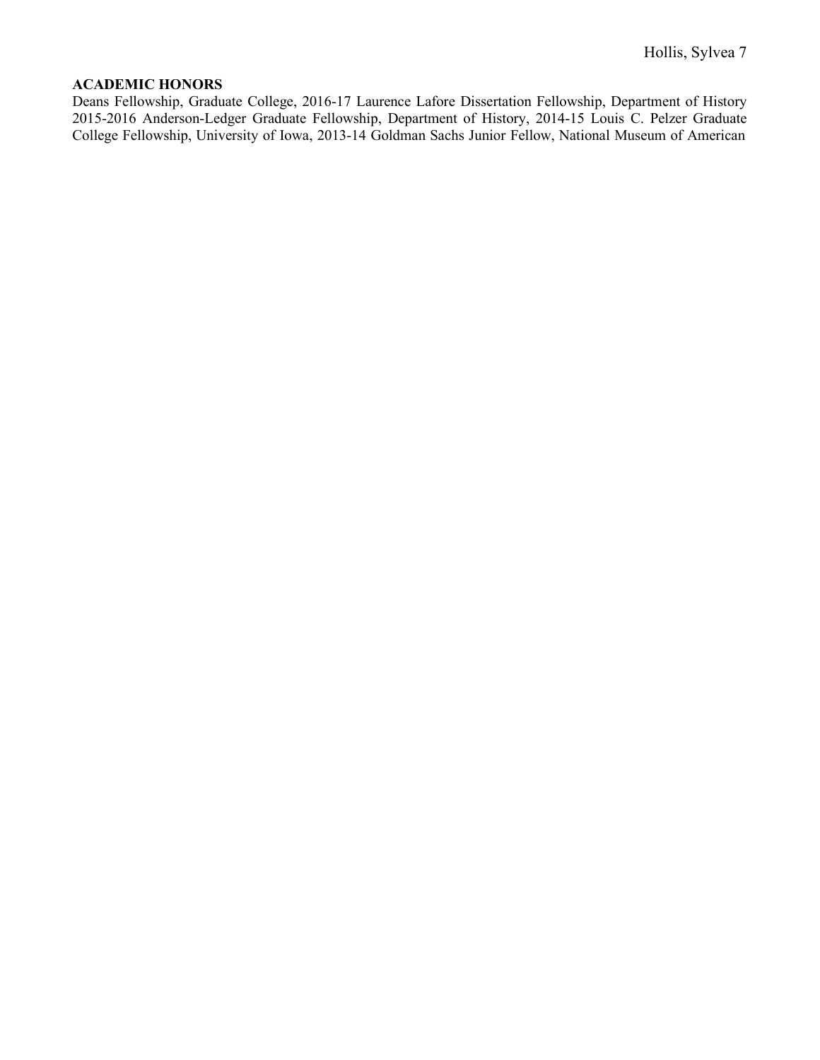**ACADEMIC HONORS**

Deans Fellowship, Graduate College, 2016-17 Laurence Lafore Dissertation Fellowship, Department of History 2015-2016 Anderson-Ledger Graduate Fellowship, Department of History, 2014-15 Louis C. Pelzer Graduate College Fellowship, University of Iowa, 2013-14 Goldman Sachs Junior Fellow, National Museum of American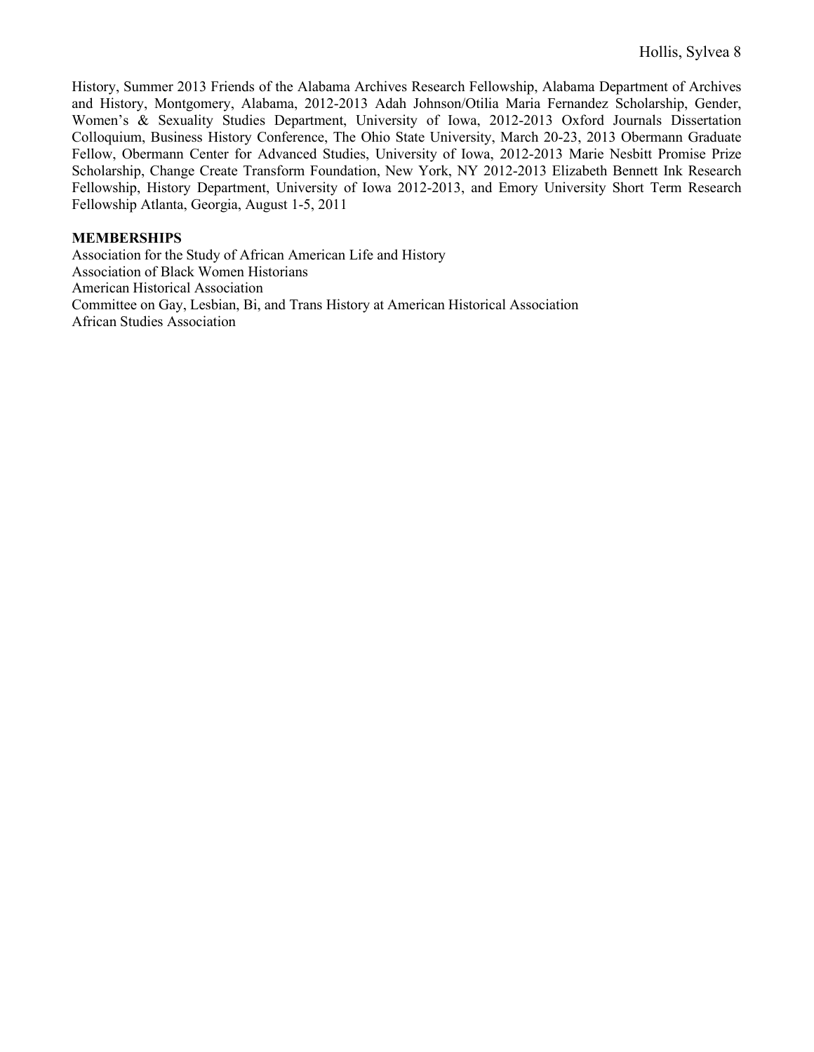History, Summer 2013 Friends of the Alabama Archives Research Fellowship, Alabama Department of Archives and History, Montgomery, Alabama, 2012-2013 Adah Johnson/Otilia Maria Fernandez Scholarship, Gender, Women's & Sexuality Studies Department, University of Iowa, 2012-2013 Oxford Journals Dissertation Colloquium, Business History Conference, The Ohio State University, March 20-23, 2013 Obermann Graduate Fellow, Obermann Center for Advanced Studies, University of Iowa, 2012-2013 Marie Nesbitt Promise Prize Scholarship, Change Create Transform Foundation, New York, NY 2012-2013 Elizabeth Bennett Ink Research Fellowship, History Department, University of Iowa 2012-2013, and Emory University Short Term Research Fellowship Atlanta, Georgia, August 1-5, 2011

**MEMBERSHIPS**

Association for the Study of African American Life and History
Association of Black Women Historians
American Historical Association
Committee on Gay, Lesbian, Bi, and Trans History at American Historical Association
African Studies Association